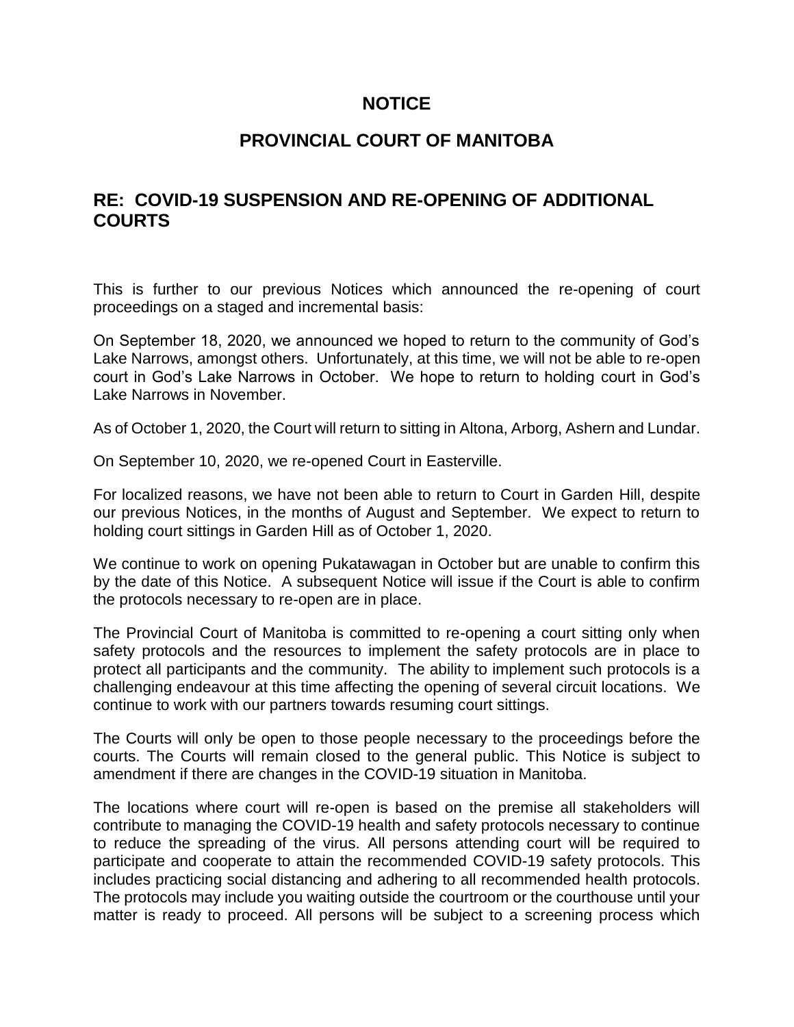# NOTICE

# PROVINCIAL COURT OF MANITOBA

## RE: COVID-19 SUSPENSION AND RE-OPENING OF ADDITIONAL COURTS

This is further to our previous Notices which announced the re-opening of court proceedings on a staged and incremental basis:

On September 18, 2020, we announced we hoped to return to the community of God's Lake Narrows, amongst others. Unfortunately, at this time, we will not be able to re-open court in God's Lake Narrows in October. We hope to return to holding court in God's Lake Narrows in November.

As of October 1, 2020, the Court will return to sitting in Altona, Arborg, Ashern and Lundar.

On September 10, 2020, we re-opened Court in Easterville.

For localized reasons, we have not been able to return to Court in Garden Hill, despite our previous Notices, in the months of August and September. We expect to return to holding court sittings in Garden Hill as of October 1, 2020.

We continue to work on opening Pukatawagan in October but are unable to confirm this by the date of this Notice. A subsequent Notice will issue if the Court is able to confirm the protocols necessary to re-open are in place.

The Provincial Court of Manitoba is committed to re-opening a court sitting only when safety protocols and the resources to implement the safety protocols are in place to protect all participants and the community. The ability to implement such protocols is a challenging endeavour at this time affecting the opening of several circuit locations. We continue to work with our partners towards resuming court sittings.

The Courts will only be open to those people necessary to the proceedings before the courts. The Courts will remain closed to the general public. This Notice is subject to amendment if there are changes in the COVID-19 situation in Manitoba.

The locations where court will re-open is based on the premise all stakeholders will contribute to managing the COVID-19 health and safety protocols necessary to continue to reduce the spreading of the virus. All persons attending court will be required to participate and cooperate to attain the recommended COVID-19 safety protocols. This includes practicing social distancing and adhering to all recommended health protocols. The protocols may include you waiting outside the courtroom or the courthouse until your matter is ready to proceed. All persons will be subject to a screening process which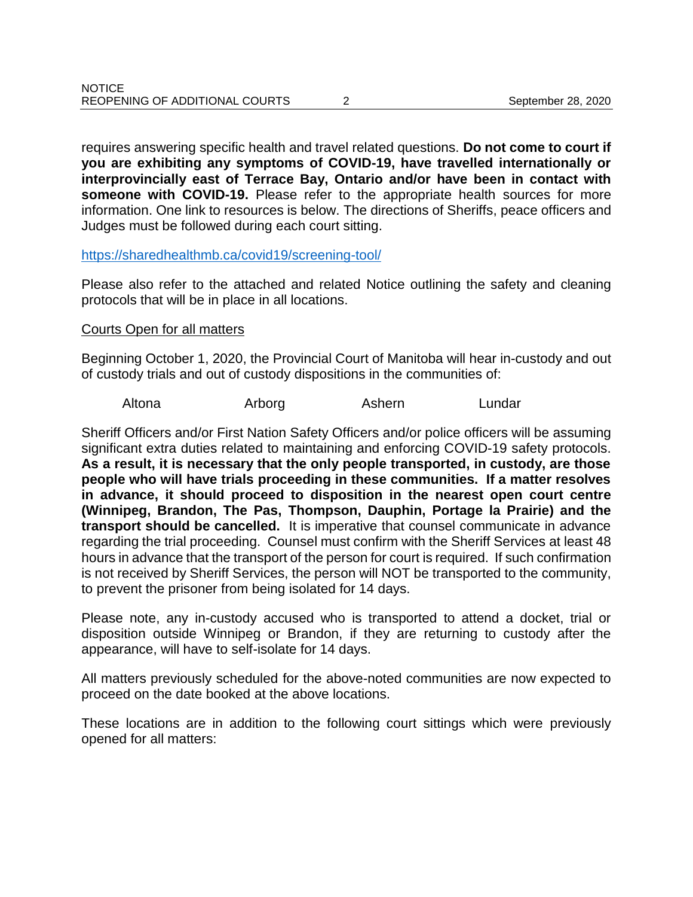requires answering specific health and travel related questions. **Do not come to court if you are exhibiting any symptoms of COVID-19, have travelled internationally or interprovincially east of Terrace Bay, Ontario and/or have been in contact with someone with COVID-19.** Please refer to the appropriate health sources for more information. One link to resources is below. The directions of Sheriffs, peace officers and Judges must be followed during each court sitting.

https://sharedhealthmb.ca/covid19/screening-tool/

Please also refer to the attached and related Notice outlining the safety and cleaning protocols that will be in place in all locations.

Courts Open for all matters

Beginning October 1, 2020, the Provincial Court of Manitoba will hear in-custody and out of custody trials and out of custody dispositions in the communities of:

Altona    Arborg    Ashern    Lundar

Sheriff Officers and/or First Nation Safety Officers and/or police officers will be assuming significant extra duties related to maintaining and enforcing COVID-19 safety protocols. **As a result, it is necessary that the only people transported, in custody, are those people who will have trials proceeding in these communities. If a matter resolves in advance, it should proceed to disposition in the nearest open court centre (Winnipeg, Brandon, The Pas, Thompson, Dauphin, Portage la Prairie) and the transport should be cancelled.** It is imperative that counsel communicate in advance regarding the trial proceeding. Counsel must confirm with the Sheriff Services at least 48 hours in advance that the transport of the person for court is required. If such confirmation is not received by Sheriff Services, the person will NOT be transported to the community, to prevent the prisoner from being isolated for 14 days.

Please note, any in-custody accused who is transported to attend a docket, trial or disposition outside Winnipeg or Brandon, if they are returning to custody after the appearance, will have to self-isolate for 14 days.

All matters previously scheduled for the above-noted communities are now expected to proceed on the date booked at the above locations.

These locations are in addition to the following court sittings which were previously opened for all matters: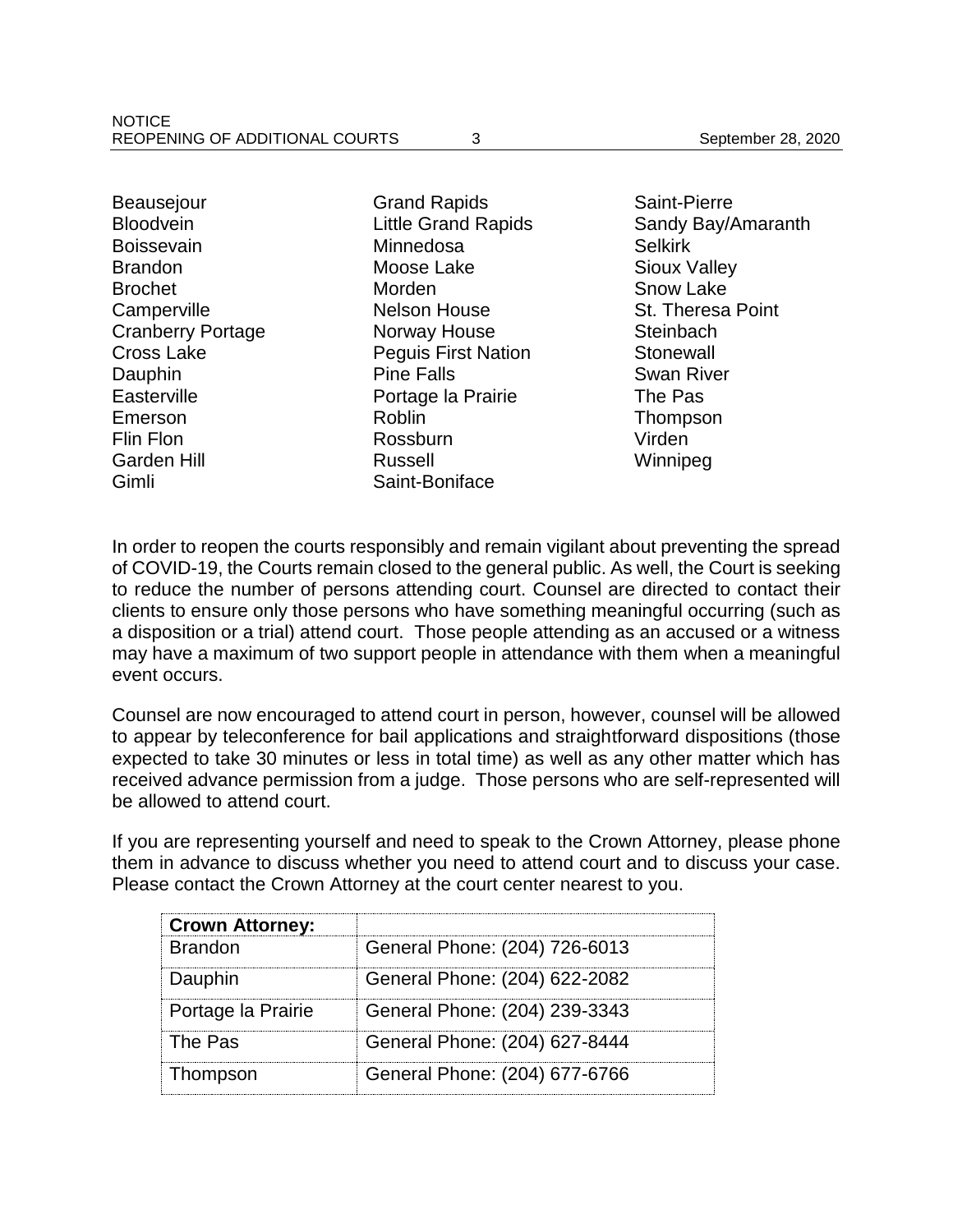Beausejour
Bloodvein
Boissevain
Brandon
Brochet
Camperville
Cranberry Portage
Cross Lake
Dauphin
Easterville
Emerson
Flin Flon
Garden Hill
Gimli
Grand Rapids
Little Grand Rapids
Minnedosa
Moose Lake
Morden
Nelson House
Norway House
Peguis First Nation
Pine Falls
Portage la Prairie
Roblin
Rossburn
Russell
Saint-Boniface
Saint-Pierre
Sandy Bay/Amaranth
Selkirk
Sioux Valley
Snow Lake
St. Theresa Point
Steinbach
Stonewall
Swan River
The Pas
Thompson
Virden
Winnipeg

In order to reopen the courts responsibly and remain vigilant about preventing the spread of COVID-19, the Courts remain closed to the general public. As well, the Court is seeking to reduce the number of persons attending court. Counsel are directed to contact their clients to ensure only those persons who have something meaningful occurring (such as a disposition or a trial) attend court. Those people attending as an accused or a witness may have a maximum of two support people in attendance with them when a meaningful event occurs.

Counsel are now encouraged to attend court in person, however, counsel will be allowed to appear by teleconference for bail applications and straightforward dispositions (those expected to take 30 minutes or less in total time) as well as any other matter which has received advance permission from a judge. Those persons who are self-represented will be allowed to attend court.

If you are representing yourself and need to speak to the Crown Attorney, please phone them in advance to discuss whether you need to attend court and to discuss your case. Please contact the Crown Attorney at the court center nearest to you.

| **Crown Attorney:** | |
|---|---|
| Brandon | General Phone: (204) 726-6013 |
| Dauphin | General Phone: (204) 622-2082 |
| Portage la Prairie | General Phone: (204) 239-3343 |
| The Pas | General Phone: (204) 627-8444 |
| Thompson | General Phone: (204) 677-6766 |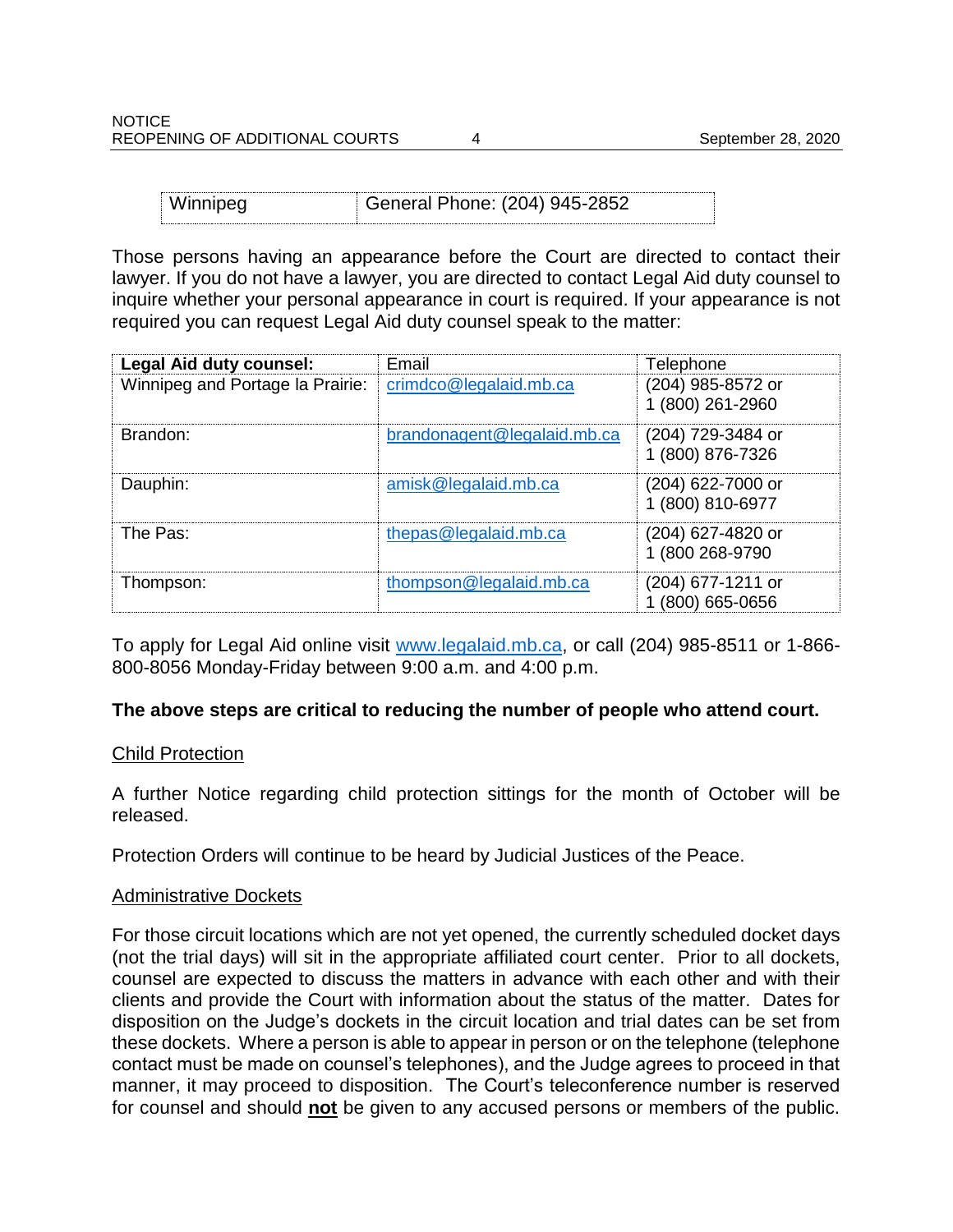| Winnipeg | General Phone: (204) 945-2852 |
| --- | --- |

Those persons having an appearance before the Court are directed to contact their lawyer. If you do not have a lawyer, you are directed to contact Legal Aid duty counsel to inquire whether your personal appearance in court is required. If your appearance is not required you can request Legal Aid duty counsel speak to the matter:

| **Legal Aid duty counsel:** | Email | Telephone |
| --- | --- | --- |
| Winnipeg and Portage la Prairie: | crimdco@legalaid.mb.ca | (204) 985-8572 or 1 (800) 261-2960 |
| Brandon: | brandonagent@legalaid.mb.ca | (204) 729-3484 or 1 (800) 876-7326 |
| Dauphin: | amisk@legalaid.mb.ca | (204) 622-7000 or 1 (800) 810-6977 |
| The Pas: | thepas@legalaid.mb.ca | (204) 627-4820 or 1 (800 268-9790 |
| Thompson: | thompson@legalaid.mb.ca | (204) 677-1211 or 1 (800) 665-0656 |

To apply for Legal Aid online visit www.legalaid.mb.ca, or call (204) 985-8511 or 1-866-800-8056 Monday-Friday between 9:00 a.m. and 4:00 p.m.

**The above steps are critical to reducing the number of people who attend court.**

## Child Protection

A further Notice regarding child protection sittings for the month of October will be released.

Protection Orders will continue to be heard by Judicial Justices of the Peace.

## Administrative Dockets

For those circuit locations which are not yet opened, the currently scheduled docket days (not the trial days) will sit in the appropriate affiliated court center. Prior to all dockets, counsel are expected to discuss the matters in advance with each other and with their clients and provide the Court with information about the status of the matter. Dates for disposition on the Judge's dockets in the circuit location and trial dates can be set from these dockets. Where a person is able to appear in person or on the telephone (telephone contact must be made on counsel's telephones), and the Judge agrees to proceed in that manner, it may proceed to disposition. The Court's teleconference number is reserved for counsel and should **not** be given to any accused persons or members of the public.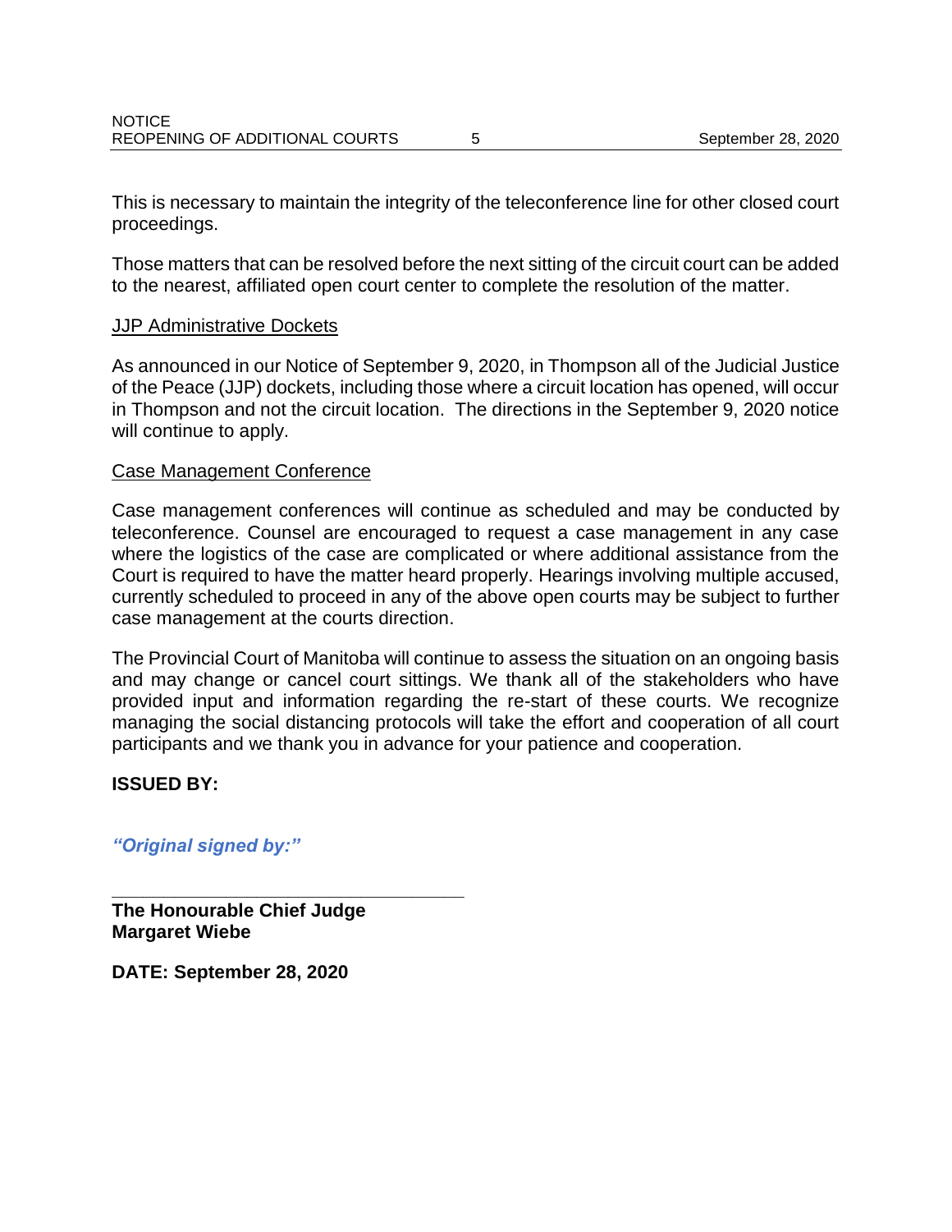This is necessary to maintain the integrity of the teleconference line for other closed court proceedings.

Those matters that can be resolved before the next sitting of the circuit court can be added to the nearest, affiliated open court center to complete the resolution of the matter.

<u>JJP Administrative Dockets</u>

As announced in our Notice of September 9, 2020, in Thompson all of the Judicial Justice of the Peace (JJP) dockets, including those where a circuit location has opened, will occur in Thompson and not the circuit location. The directions in the September 9, 2020 notice will continue to apply.

<u>Case Management Conference</u>

Case management conferences will continue as scheduled and may be conducted by teleconference. Counsel are encouraged to request a case management in any case where the logistics of the case are complicated or where additional assistance from the Court is required to have the matter heard properly. Hearings involving multiple accused, currently scheduled to proceed in any of the above open courts may be subject to further case management at the courts direction.

The Provincial Court of Manitoba will continue to assess the situation on an ongoing basis and may change or cancel court sittings. We thank all of the stakeholders who have provided input and information regarding the re-start of these courts. We recognize managing the social distancing protocols will take the effort and cooperation of all court participants and we thank you in advance for your patience and cooperation.

**ISSUED BY:**

***"Original signed by:"***

\_\_\_\_\_\_\_\_\_\_\_\_\_\_\_\_\_\_\_\_\_\_\_\_\_\_\_\_\_\_\_\_\_\_\_

**The Honourable Chief Judge**
**Margaret Wiebe**

**DATE: September 28, 2020**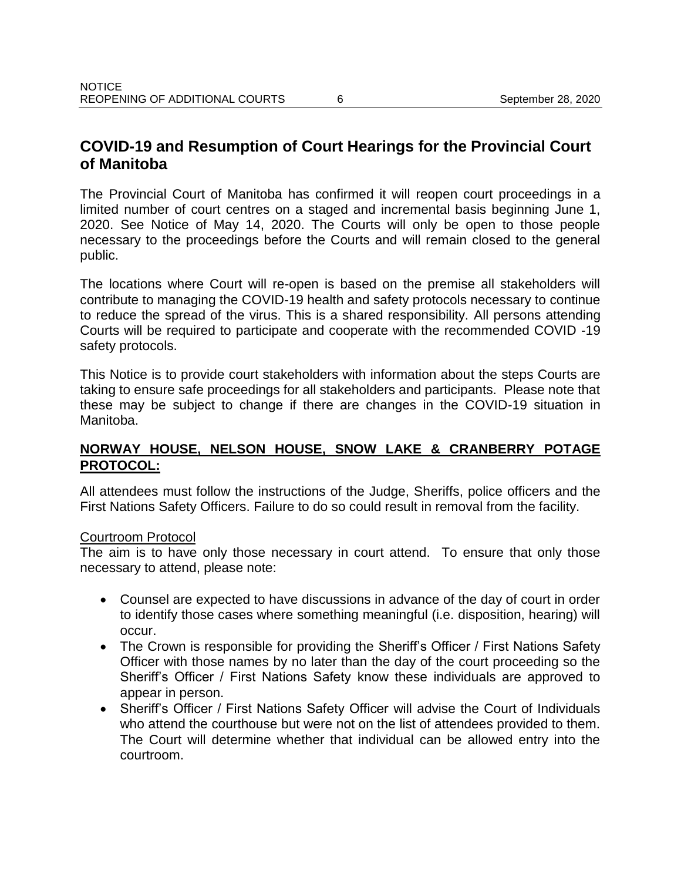## COVID-19 and Resumption of Court Hearings for the Provincial Court of Manitoba

The Provincial Court of Manitoba has confirmed it will reopen court proceedings in a limited number of court centres on a staged and incremental basis beginning June 1, 2020. See Notice of May 14, 2020. The Courts will only be open to those people necessary to the proceedings before the Courts and will remain closed to the general public.

The locations where Court will re-open is based on the premise all stakeholders will contribute to managing the COVID-19 health and safety protocols necessary to continue to reduce the spread of the virus. This is a shared responsibility. All persons attending Courts will be required to participate and cooperate with the recommended COVID -19 safety protocols.

This Notice is to provide court stakeholders with information about the steps Courts are taking to ensure safe proceedings for all stakeholders and participants. Please note that these may be subject to change if there are changes in the COVID-19 situation in Manitoba.

**NORWAY HOUSE, NELSON HOUSE, SNOW LAKE & CRANBERRY POTAGE PROTOCOL:**

All attendees must follow the instructions of the Judge, Sheriffs, police officers and the First Nations Safety Officers. Failure to do so could result in removal from the facility.

Courtroom Protocol

The aim is to have only those necessary in court attend. To ensure that only those necessary to attend, please note:

- Counsel are expected to have discussions in advance of the day of court in order to identify those cases where something meaningful (i.e. disposition, hearing) will occur.
- The Crown is responsible for providing the Sheriff's Officer / First Nations Safety Officer with those names by no later than the day of the court proceeding so the Sheriff's Officer / First Nations Safety know these individuals are approved to appear in person.
- Sheriff's Officer / First Nations Safety Officer will advise the Court of Individuals who attend the courthouse but were not on the list of attendees provided to them. The Court will determine whether that individual can be allowed entry into the courtroom.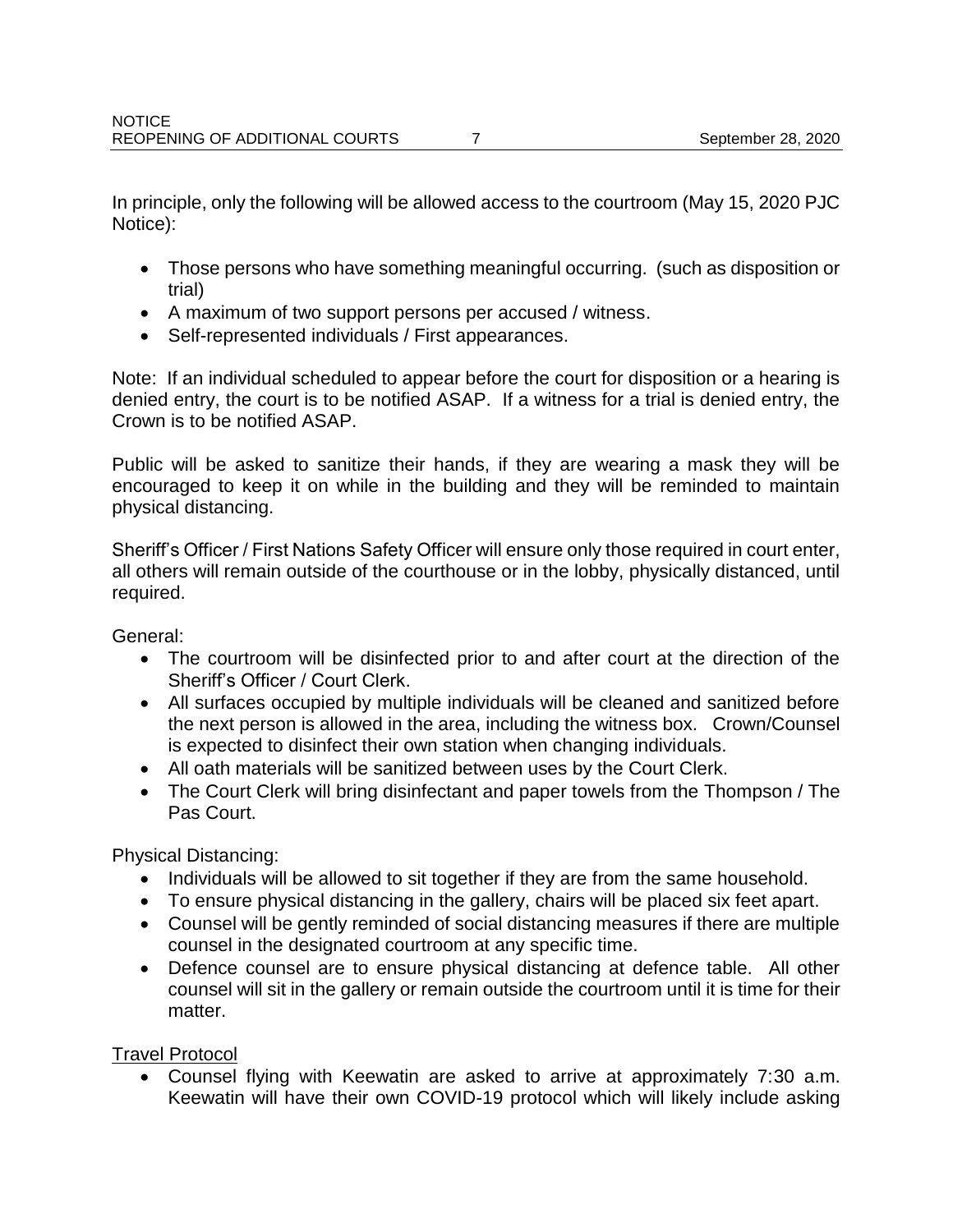In principle, only the following will be allowed access to the courtroom (May 15, 2020 PJC Notice):

- Those persons who have something meaningful occurring. (such as disposition or trial)
- A maximum of two support persons per accused / witness.
- Self-represented individuals / First appearances.

Note: If an individual scheduled to appear before the court for disposition or a hearing is denied entry, the court is to be notified ASAP. If a witness for a trial is denied entry, the Crown is to be notified ASAP.

Public will be asked to sanitize their hands, if they are wearing a mask they will be encouraged to keep it on while in the building and they will be reminded to maintain physical distancing.

Sheriff's Officer / First Nations Safety Officer will ensure only those required in court enter, all others will remain outside of the courthouse or in the lobby, physically distanced, until required.

General:

- The courtroom will be disinfected prior to and after court at the direction of the Sheriff's Officer / Court Clerk.
- All surfaces occupied by multiple individuals will be cleaned and sanitized before the next person is allowed in the area, including the witness box. Crown/Counsel is expected to disinfect their own station when changing individuals.
- All oath materials will be sanitized between uses by the Court Clerk.
- The Court Clerk will bring disinfectant and paper towels from the Thompson / The Pas Court.

Physical Distancing:

- Individuals will be allowed to sit together if they are from the same household.
- To ensure physical distancing in the gallery, chairs will be placed six feet apart.
- Counsel will be gently reminded of social distancing measures if there are multiple counsel in the designated courtroom at any specific time.
- Defence counsel are to ensure physical distancing at defence table. All other counsel will sit in the gallery or remain outside the courtroom until it is time for their matter.

<u>Travel Protocol</u>

- Counsel flying with Keewatin are asked to arrive at approximately 7:30 a.m. Keewatin will have their own COVID-19 protocol which will likely include asking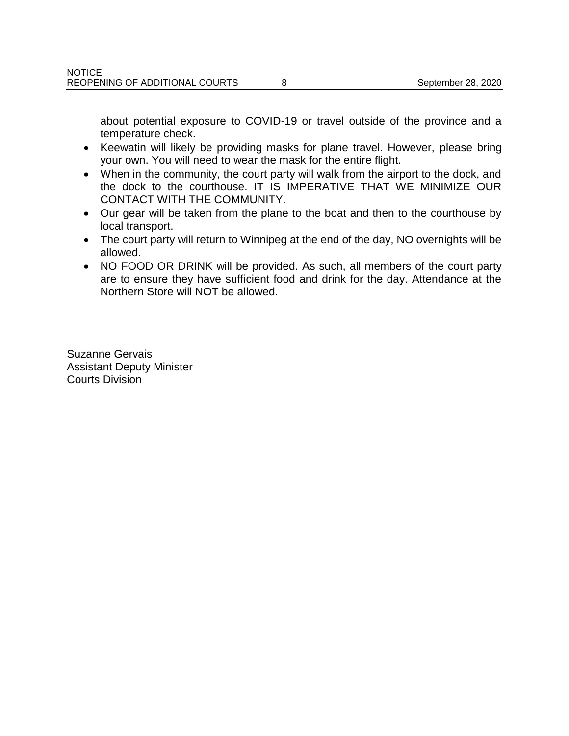about potential exposure to COVID-19 or travel outside of the province and a temperature check.

- Keewatin will likely be providing masks for plane travel. However, please bring your own. You will need to wear the mask for the entire flight.
- When in the community, the court party will walk from the airport to the dock, and the dock to the courthouse. IT IS IMPERATIVE THAT WE MINIMIZE OUR CONTACT WITH THE COMMUNITY.
- Our gear will be taken from the plane to the boat and then to the courthouse by local transport.
- The court party will return to Winnipeg at the end of the day, NO overnights will be allowed.
- NO FOOD OR DRINK will be provided. As such, all members of the court party are to ensure they have sufficient food and drink for the day. Attendance at the Northern Store will NOT be allowed.

Suzanne Gervais
Assistant Deputy Minister
Courts Division